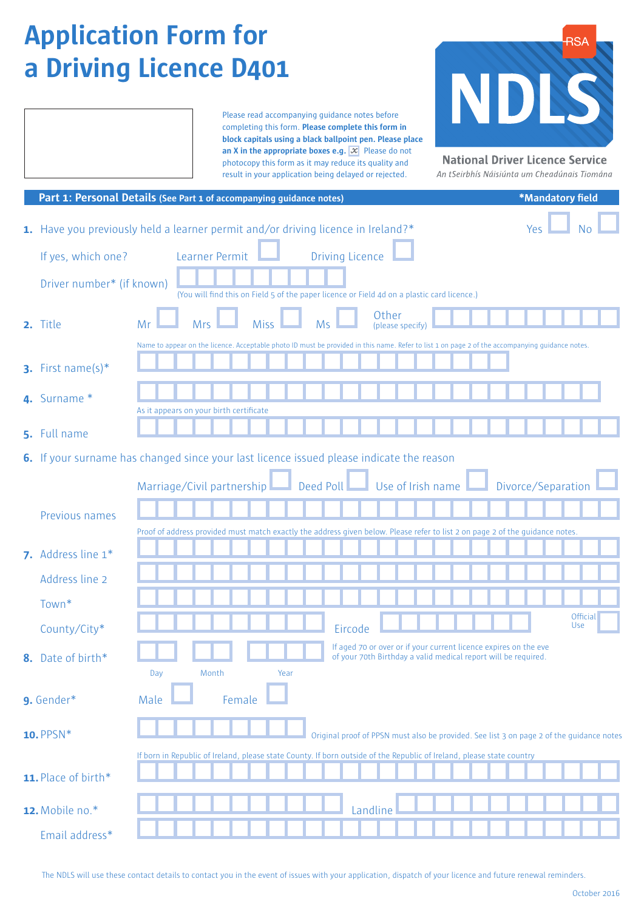# Application Form for a Driving Licence D401

Please read accompanying guidance notes before completing this form. **Please complete this form in block capitals using a black ballpoint pen. Please place an X in the appropriate boxes e.g.** ☒ Please do not photocopy this form as it may reduce its quality and result in your application being delayed or rejected.

RSA

**NDLS**

**National Driver Licence Service**

*An tSeirbhís Náisiúnta um Cheadúnais Tiomána*

## Part 1: Personal Details (See Part 1 of accompanying guidance notes)

***Mandatory field**

**1.** Have you previously held a learner permit and/or driving licence in Ireland?* Yes ☐ No ☐

If yes, which one? Learner Permit ☐ Driving Licence ☐

Driver number* (if known)

(You will find this on Field 5 of the paper licence or Field 4d on a plastic card licence.)

**2.** Title Mr ☐ Mrs ☐ Miss ☐ Ms ☐ Other (please specify)

Name to appear on the licence. Acceptable photo ID must be provided in this name. Refer to list 1 on page 2 of the accompanying guidance notes.

**3.** First name(s)*

**4.** Surname *

As it appears on your birth certificate

**5.** Full name

**6.** If your surname has changed since your last licence issued please indicate the reason

Marriage/Civil partnership ☐ Deed Poll ☐ Use of Irish name ☐ Divorce/Separation ☐

Previous names

Proof of address provided must match exactly the address given below. Please refer to list 2 on page 2 of the guidance notes.

**7.** Address line 1*

Address line 2

Town*

County/City* Eircode Official Use

**8.** Date of birth* Day Month Year

If aged 70 or over or if your current licence expires on the eve of your 70th Birthday a valid medical report will be required.

**9.** Gender* Male ☐ Female ☐

**10.** PPSN*

Original proof of PPSN must also be provided. See list 3 on page 2 of the guidance notes

If born in Republic of Ireland, please state County. If born outside of the Republic of Ireland, please state country

**11.** Place of birth*

**12.** Mobile no.* Landline

Email address*

The NDLS will use these contact details to contact you in the event of issues with your application, dispatch of your licence and future renewal reminders.

October 2016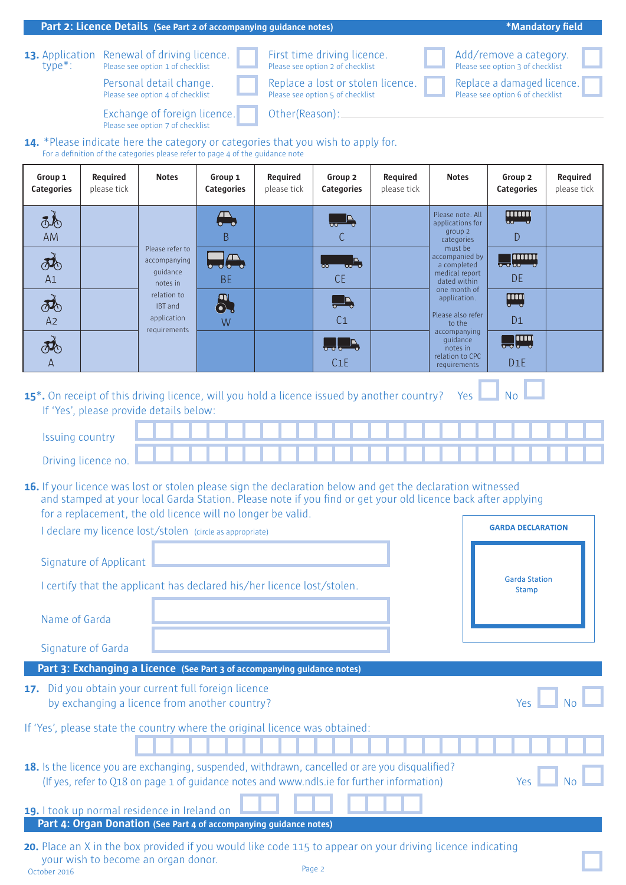## Part 2: Licence Details (See Part 2 of accompanying guidance notes)

*Mandatory field

**13.** Application type*:

- Renewal of driving licence. Please see option 1 of checklist ☐
- First time driving licence. Please see option 2 of checklist ☐
- Add/remove a category. Please see option 3 of checklist ☐
- Personal detail change. Please see option 4 of checklist ☐
- Replace a lost or stolen licence. Please see option 5 of checklist ☐
- Replace a damaged licence. Please see option 6 of checklist ☐
- Exchange of foreign licence. Please see option 7 of checklist ☐
- Other(Reason): ____________

**14.** *Please indicate here the category or categories that you wish to apply for.
For a definition of the categories please refer to page 4 of the guidance note

| Group 1 Categories | Required please tick | Notes | Group 1 Categories | Required please tick | Group 2 Categories | Required please tick | Notes | Group 2 Categories | Required please tick |
|---|---|---|---|---|---|---|---|---|---|
| AM | | Please refer to accompanying guidance notes in relation to IBT and application requirements | B | | C | | Please note. All applications for group 2 categories must be accompanied by a completed medical report dated within one month of application. Please also refer to the accompanying guidance notes in relation to CPC requirements | D | |
| A1 | | | BE | | CE | | | DE | |
| A2 | | | W | | C1 | | | D1 | |
| A | | | | | C1E | | | D1E | |

**15*.** On receipt of this driving licence, will you hold a licence issued by another country? Yes ☐ No ☐
If 'Yes', please provide details below:

Issuing country ____________

Driving licence no. ____________

**16.** If your licence was lost or stolen please sign the declaration below and get the declaration witnessed and stamped at your local Garda Station. Please note if you find or get your old licence back after applying for a replacement, the old licence will no longer be valid.

I declare my licence lost/stolen (circle as appropriate)

Signature of Applicant ____________

I certify that the applicant has declared his/her licence lost/stolen.

Name of Garda ____________

Signature of Garda ____________

**GARDA DECLARATION**

Garda Station Stamp

## Part 3: Exchanging a Licence (See Part 3 of accompanying guidance notes)

**17.** Did you obtain your current full foreign licence by exchanging a licence from another country? Yes ☐ No ☐

If 'Yes', please state the country where the original licence was obtained: ____________

**18.** Is the licence you are exchanging, suspended, withdrawn, cancelled or are you disqualified? (If yes, refer to Q18 on page 1 of guidance notes and www.ndls.ie for further information) Yes ☐ No ☐

**19.** I took up normal residence in Ireland on ☐☐ ☐☐ ☐☐☐☐

## Part 4: Organ Donation (See Part 4 of accompanying guidance notes)

**20.** Place an X in the box provided if you would like code 115 to appear on your driving licence indicating your wish to become an organ donor. ☐

October 2016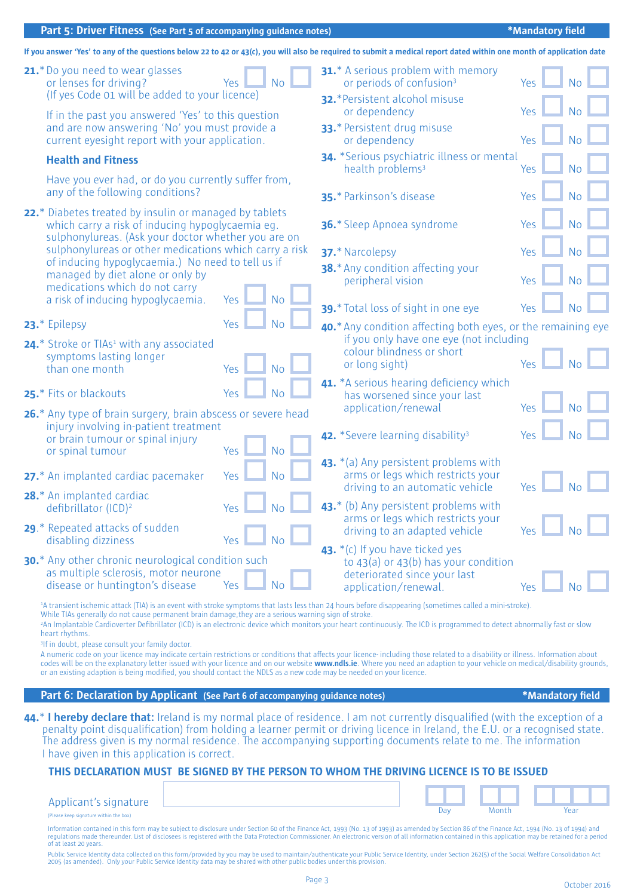## Part 5: Driver Fitness (See Part 5 of accompanying guidance notes)

*Mandatory field

**If you answer 'Yes' to any of the questions below 22 to 42 or 43(c), you will also be required to submit a medical report dated within one month of application date**

**21.*** Do you need to wear glasses or lenses for driving? Yes ☐ No ☐
(If yes Code 01 will be added to your licence)

If in the past you answered 'Yes' to this question and are now answering 'No' you must provide a current eyesight report with your application.

### Health and Fitness

Have you ever had, or do you currently suffer from, any of the following conditions?

**22.*** Diabetes treated by insulin or managed by tablets which carry a risk of inducing hypoglycaemia eg. sulphonylureas. (Ask your doctor whether you are on sulphonylureas or other medications which carry a risk of inducing hypoglycaemia.) No need to tell us if managed by diet alone or only by medications which do not carry a risk of inducing hypoglycaemia. Yes ☐ No ☐

**23.*** Epilepsy Yes ☐ No ☐

**24.*** Stroke or TIAs[1] with any associated symptoms lasting longer than one month Yes ☐ No ☐

**25.*** Fits or blackouts Yes ☐ No ☐

**26.*** Any type of brain surgery, brain abscess or severe head injury involving in-patient treatment or brain tumour or spinal injury or spinal tumour Yes ☐ No ☐

**27.*** An implanted cardiac pacemaker Yes ☐ No ☐

**28.*** An implanted cardiac defibrillator (ICD)[2] Yes ☐ No ☐

**29.*** Repeated attacks of sudden disabling dizziness Yes ☐ No ☐

**30.*** Any other chronic neurological condition such as multiple sclerosis, motor neurone disease or huntington's disease Yes ☐ No ☐

**31.*** A serious problem with memory or periods of confusion[3] Yes ☐ No ☐

**32.*** Persistent alcohol misuse or dependency Yes ☐ No ☐

**33.*** Persistent drug misuse or dependency Yes ☐ No ☐

**34.*** Serious psychiatric illness or mental health problems[3] Yes ☐ No ☐

**35.*** Parkinson's disease Yes ☐ No ☐

**36.*** Sleep Apnoea syndrome Yes ☐ No ☐

**37.*** Narcolepsy Yes ☐ No ☐

**38.*** Any condition affecting your peripheral vision Yes ☐ No ☐

**39.*** Total loss of sight in one eye Yes ☐ No ☐

**40.*** Any condition affecting both eyes, or the remaining eye if you only have one eye (not including colour blindness or short or long sight) Yes ☐ No ☐

**41.*** A serious hearing deficiency which has worsened since your last application/renewal Yes ☐ No ☐

**42.*** Severe learning disability[3] Yes ☐ No ☐

**43.*** (a) Any persistent problems with arms or legs which restricts your driving to an automatic vehicle Yes ☐ No ☐

**43.*** (b) Any persistent problems with arms or legs which restricts your driving to an adapted vehicle Yes ☐ No ☐

**43.*** (c) If you have ticked yes to 43(a) or 43(b) has your condition deteriorated since your last application/renewal. Yes ☐ No ☐

[1]A transient ischemic attack (TIA) is an event with stroke symptoms that lasts less than 24 hours before disappearing (sometimes called a mini-stroke). While TIAs generally do not cause permanent brain damage, they are a serious warning sign of stroke.
[2]An Implantable Cardioverter Defibrillator (ICD) is an electronic device which monitors your heart continuously. The ICD is programmed to detect abnormally fast or slow heart rhythms.
[3]If in doubt, please consult your family doctor.
A numeric code on your licence may indicate certain restrictions or conditions that affects your licence- including those related to a disability or illness. Information about codes will be on the explanatory letter issued with your licence and on our website **www.ndls.ie**. Where you need an adaption to your vehicle on medical/disability grounds, or an existing adaption is being modified, you should contact the NDLS as a new code may be needed on your licence.

## Part 6: Declaration by Applicant (See Part 6 of accompanying guidance notes)

*Mandatory field

**44.*** **I hereby declare that:** Ireland is my normal place of residence. I am not currently disqualified (with the exception of a penalty point disqualification) from holding a learner permit or driving licence in Ireland, the E.U. or a recognised state. The address given is my normal residence. The accompanying supporting documents relate to me. The information I have given in this application is correct.

**THIS DECLARATION MUST BE SIGNED BY THE PERSON TO WHOM THE DRIVING LICENCE IS TO BE ISSUED**

Applicant's signature ______________________ Day ☐☐ Month ☐☐ Year ☐☐☐☐
(Please keep signature within the box)

Information contained in this form may be subject to disclosure under Section 60 of the Finance Act, 1993 (No. 13 of 1993) as amended by Section 86 of the Finance Act, 1994 (No. 13 of 1994) and regulations made thereunder. List of disclosees is registered with the Data Protection Commissioner. An electronic version of all information contained in this application may be retained for a period of at least 20 years.

Public Service Identity data collected on this form/provided by you may be used to maintain/authenticate your Public Service Identity, under Section 262(5) of the Social Welfare Consolidation Act 2005 (as amended). Only your Public Service Identity data may be shared with other public bodies under this provision.

October 2016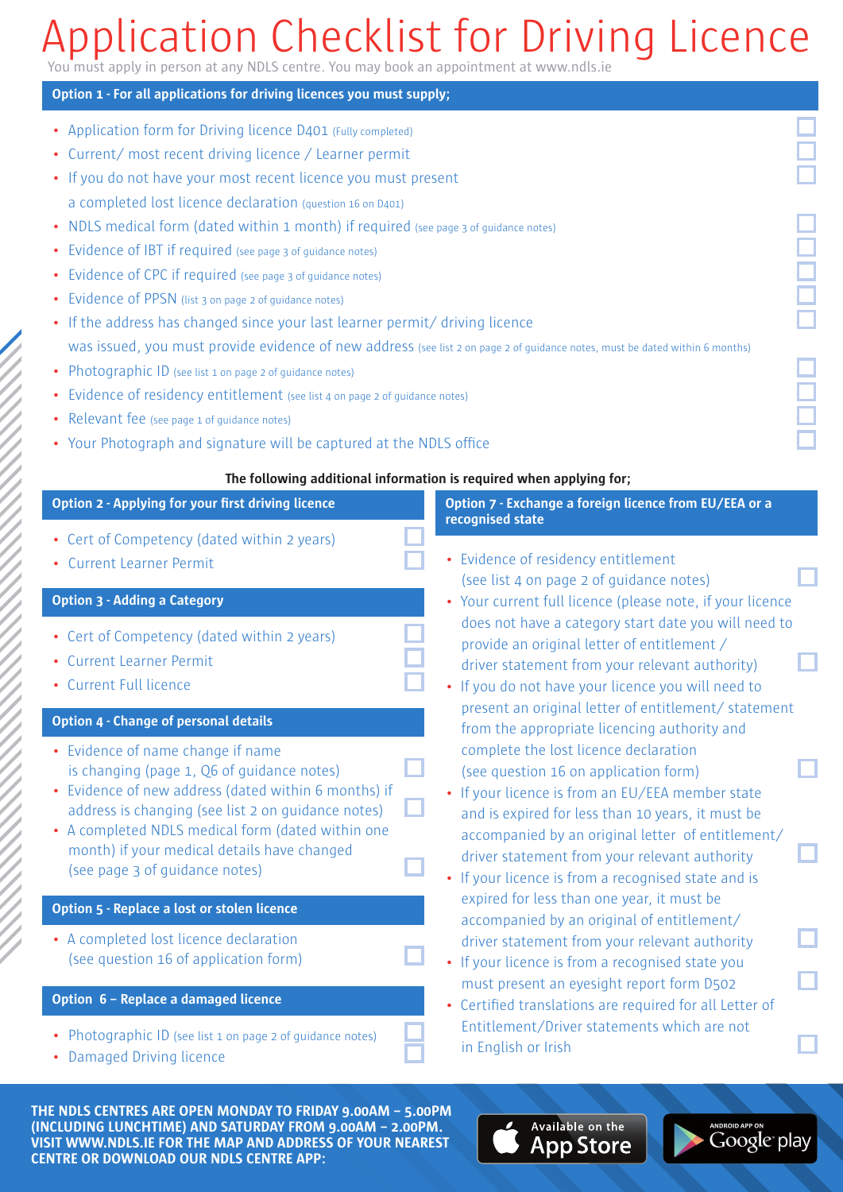# Application Checklist for Driving Licence

You must apply in person at any NDLS centre. You may book an appointment at www.ndls.ie

## Option 1 - For all applications for driving licences you must supply;

- Application form for Driving licence D401 (Fully completed)
- Current/ most recent driving licence / Learner permit
- If you do not have your most recent licence you must present a completed lost licence declaration (question 16 on D401)
- NDLS medical form (dated within 1 month) if required (see page 3 of guidance notes)
- Evidence of IBT if required (see page 3 of guidance notes)
- Evidence of CPC if required (see page 3 of guidance notes)
- Evidence of PPSN (list 3 on page 2 of guidance notes)
- If the address has changed since your last learner permit/ driving licence was issued, you must provide evidence of new address (see list 2 on page 2 of guidance notes, must be dated within 6 months)
- Photographic ID (see list 1 on page 2 of guidance notes)
- Evidence of residency entitlement (see list 4 on page 2 of guidance notes)
- Relevant fee (see page 1 of guidance notes)
- Your Photograph and signature will be captured at the NDLS office

**The following additional information is required when applying for;**

## Option 2 - Applying for your first driving licence

- Cert of Competency (dated within 2 years)
- Current Learner Permit

## Option 3 - Adding a Category

- Cert of Competency (dated within 2 years)
- Current Learner Permit
- Current Full licence

## Option 4 - Change of personal details

- Evidence of name change if name is changing (page 1, Q6 of guidance notes)
- Evidence of new address (dated within 6 months) if address is changing (see list 2 on guidance notes)
- A completed NDLS medical form (dated within one month) if your medical details have changed (see page 3 of guidance notes)

## Option 5 - Replace a lost or stolen licence

- A completed lost licence declaration (see question 16 of application form)

## Option 6 – Replace a damaged licence

- Photographic ID (see list 1 on page 2 of guidance notes)
- Damaged Driving licence

## Option 7 - Exchange a foreign licence from EU/EEA or a recognised state

- Evidence of residency entitlement (see list 4 on page 2 of guidance notes)
- Your current full licence (please note, if your licence does not have a category start date you will need to provide an original letter of entitlement / driver statement from your relevant authority)
- If you do not have your licence you will need to present an original letter of entitlement/ statement from the appropriate licencing authority and complete the lost licence declaration (see question 16 on application form)
- If your licence is from an EU/EEA member state and is expired for less than 10 years, it must be accompanied by an original letter of entitlement/ driver statement from your relevant authority
- If your licence is from a recognised state and is expired for less than one year, it must be accompanied by an original of entitlement/ driver statement from your relevant authority
- If your licence is from a recognised state you must present an eyesight report form D502
- Certified translations are required for all Letter of Entitlement/Driver statements which are not in English or Irish

**THE NDLS CENTRES ARE OPEN MONDAY TO FRIDAY 9.00AM – 5.00PM (INCLUDING LUNCHTIME) AND SATURDAY FROM 9.00AM – 2.00PM. VISIT WWW.NDLS.IE FOR THE MAP AND ADDRESS OF YOUR NEAREST CENTRE OR DOWNLOAD OUR NDLS CENTRE APP:**

Available on the App Store

ANDROID APP ON Google play